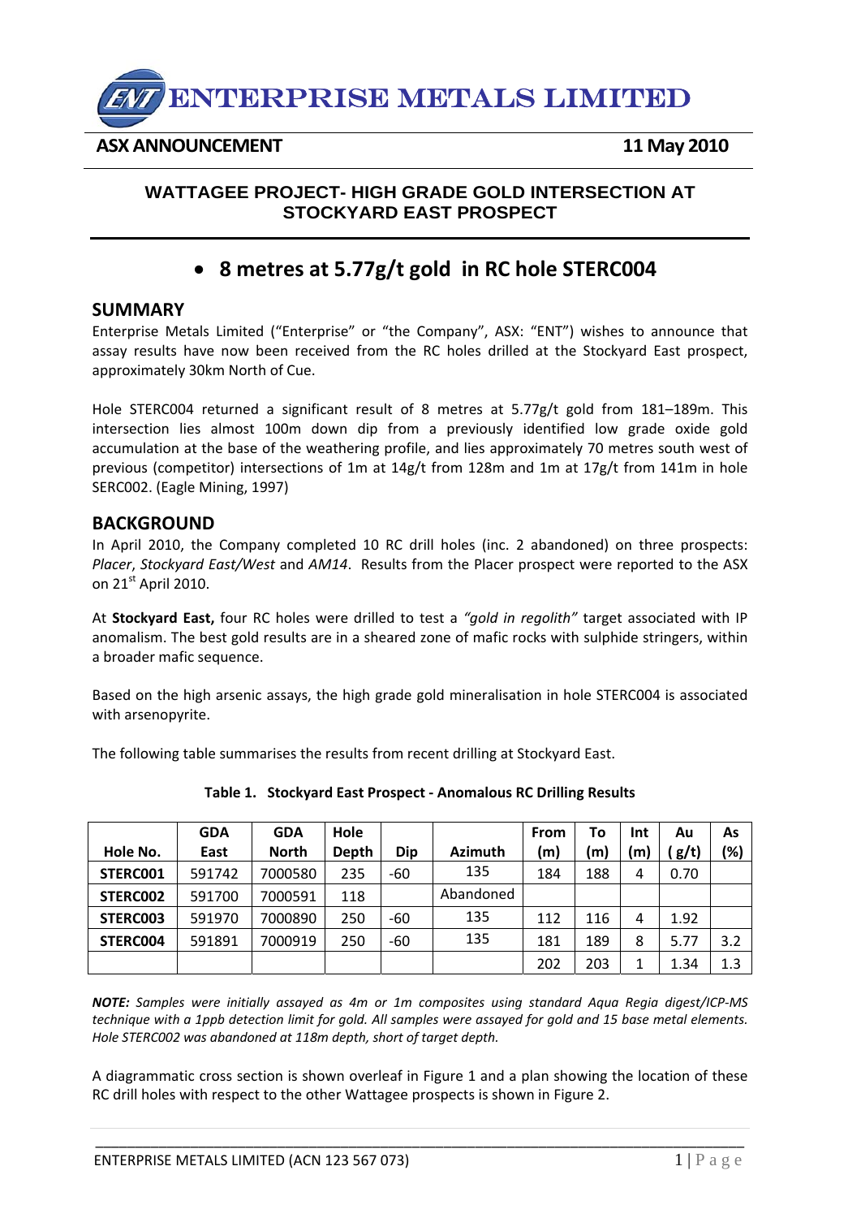# ENTERPRISE METALS LIMITED

**ASX ANNOUNCEMENT** **11 May 2010**

## WATTAGEE PROJECT- HIGH GRADE GOLD INTERSECTION AT STOCKYARD EAST PROSPECT

- **8 metres at 5.77g/t gold in RC hole STERC004**

## SUMMARY

Enterprise Metals Limited ("Enterprise" or "the Company", ASX: "ENT") wishes to announce that assay results have now been received from the RC holes drilled at the Stockyard East prospect, approximately 30km North of Cue.

Hole STERC004 returned a significant result of 8 metres at 5.77g/t gold from 181–189m. This intersection lies almost 100m down dip from a previously identified low grade oxide gold accumulation at the base of the weathering profile, and lies approximately 70 metres south west of previous (competitor) intersections of 1m at 14g/t from 128m and 1m at 17g/t from 141m in hole SERC002. (Eagle Mining, 1997)

## BACKGROUND

In April 2010, the Company completed 10 RC drill holes (inc. 2 abandoned) on three prospects: *Placer*, *Stockyard East/West* and *AM14*. Results from the Placer prospect were reported to the ASX on 21st April 2010.

At **Stockyard East,** four RC holes were drilled to test a *"gold in regolith"* target associated with IP anomalism. The best gold results are in a sheared zone of mafic rocks with sulphide stringers, within a broader mafic sequence.

Based on the high arsenic assays, the high grade gold mineralisation in hole STERC004 is associated with arsenopyrite.

The following table summarises the results from recent drilling at Stockyard East.

**Table 1. Stockyard East Prospect - Anomalous RC Drilling Results**

| Hole No. | GDA East | GDA North | Hole Depth | Dip | Azimuth | From (m) | To (m) | Int (m) | Au ( g/t) | As (%) |
|---|---|---|---|---|---|---|---|---|---|---|
| **STERC001** | 591742 | 7000580 | 235 | -60 | 135 | 184 | 188 | 4 | 0.70 | |
| **STERC002** | 591700 | 7000591 | 118 | | Abandoned | | | | | |
| **STERC003** | 591970 | 7000890 | 250 | -60 | 135 | 112 | 116 | 4 | 1.92 | |
| **STERC004** | 591891 | 7000919 | 250 | -60 | 135 | 181 | 189 | 8 | 5.77 | 3.2 |
| | | | | | | 202 | 203 | 1 | 1.34 | 1.3 |

***NOTE:*** *Samples were initially assayed as 4m or 1m composites using standard Aqua Regia digest/ICP-MS technique with a 1ppb detection limit for gold. All samples were assayed for gold and 15 base metal elements. Hole STERC002 was abandoned at 118m depth, short of target depth.*

A diagrammatic cross section is shown overleaf in Figure 1 and a plan showing the location of these RC drill holes with respect to the other Wattagee prospects is shown in Figure 2.

ENTERPRISE METALS LIMITED (ACN 123 567 073)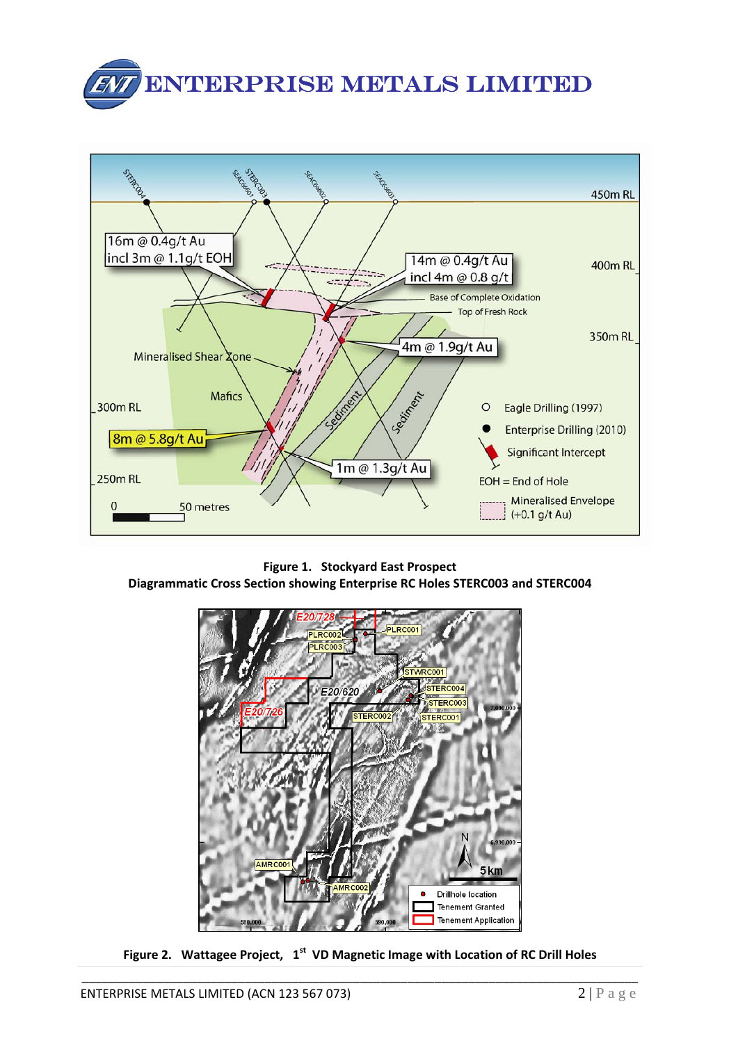**Figure 1. Stockyard East Prospect**
**Diagrammatic Cross Section showing Enterprise RC Holes STERC003 and STERC004**

**Figure 2. Wattagee Project, 1st VD Magnetic Image with Location of RC Drill Holes**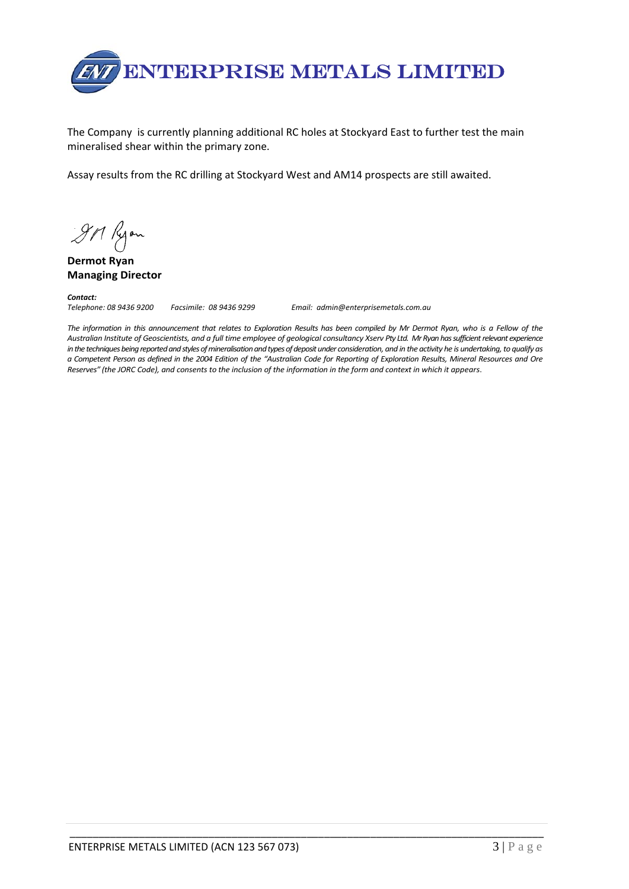The Company is currently planning additional RC holes at Stockyard East to further test the main mineralised shear within the primary zone.

Assay results from the RC drilling at Stockyard West and AM14 prospects are still awaited.

**Dermot Ryan**
**Managing Director**

***Contact:***
*Telephone: 08 9436 9200 Facsimile: 08 9436 9299 Email: admin@enterprisemetals.com.au*

*The information in this announcement that relates to Exploration Results has been compiled by Mr Dermot Ryan, who is a Fellow of the Australian Institute of Geoscientists, and a full time employee of geological consultancy Xserv Pty Ltd. Mr Ryan has sufficient relevant experience in the techniques being reported and styles of mineralisation and types of deposit under consideration, and in the activity he is undertaking, to qualify as a Competent Person as defined in the 2004 Edition of the "Australian Code for Reporting of Exploration Results, Mineral Resources and Ore Reserves" (the JORC Code), and consents to the inclusion of the information in the form and context in which it appears.*